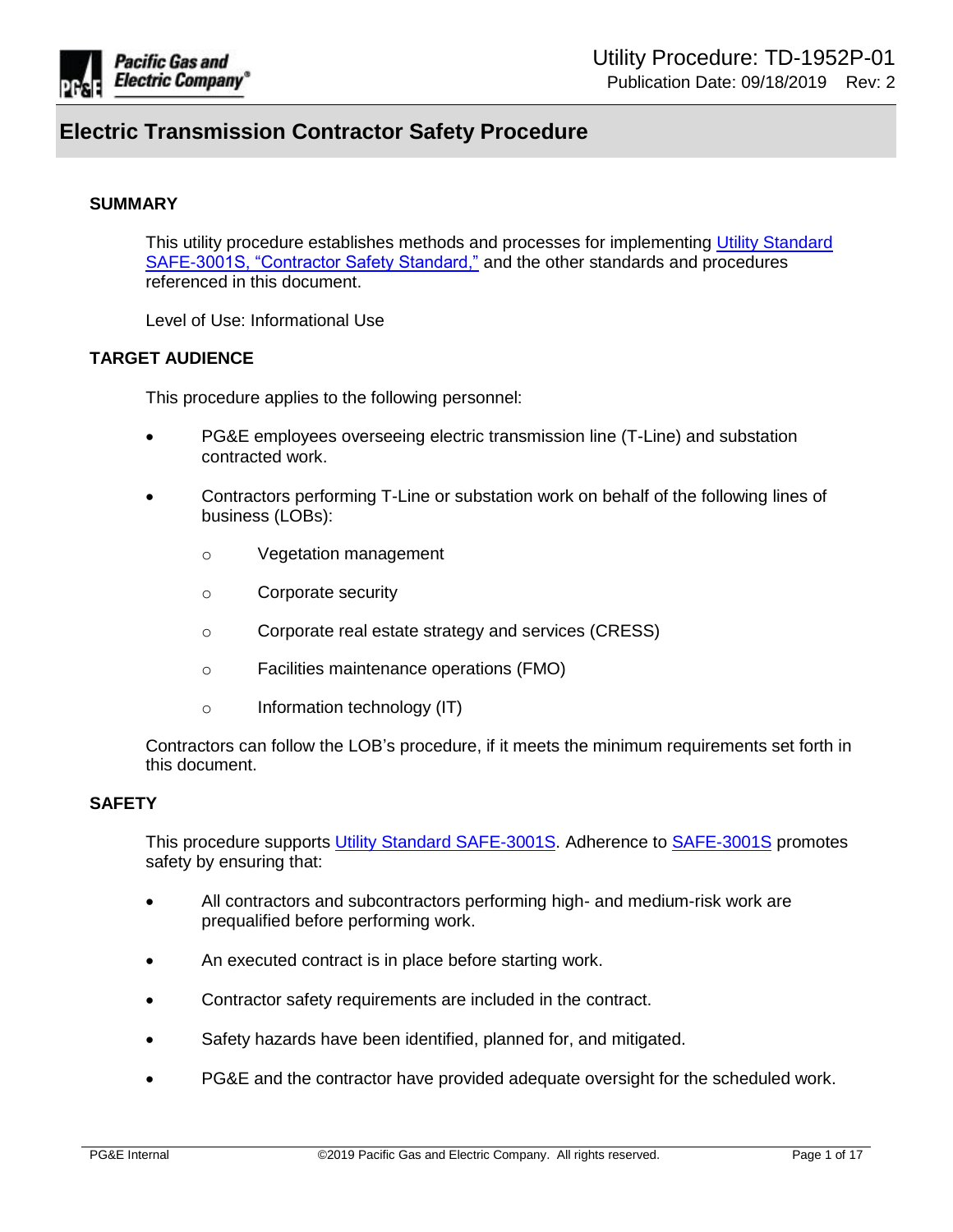# Electric Transmission Contractor Safety Procedure

## SUMMARY

This utility procedure establishes methods and processes for implementing Utility Standard SAFE-3001S, "Contractor Safety Standard," and the other standards and procedures referenced in this document.

Level of Use: Informational Use

## TARGET AUDIENCE

This procedure applies to the following personnel:

- PG&E employees overseeing electric transmission line (T-Line) and substation contracted work.
- Contractors performing T-Line or substation work on behalf of the following lines of business (LOBs):
  - Vegetation management
  - Corporate security
  - Corporate real estate strategy and services (CRESS)
  - Facilities maintenance operations (FMO)
  - Information technology (IT)

Contractors can follow the LOB's procedure, if it meets the minimum requirements set forth in this document.

## SAFETY

This procedure supports Utility Standard SAFE-3001S. Adherence to SAFE-3001S promotes safety by ensuring that:

- All contractors and subcontractors performing high- and medium-risk work are prequalified before performing work.
- An executed contract is in place before starting work.
- Contractor safety requirements are included in the contract.
- Safety hazards have been identified, planned for, and mitigated.
- PG&E and the contractor have provided adequate oversight for the scheduled work.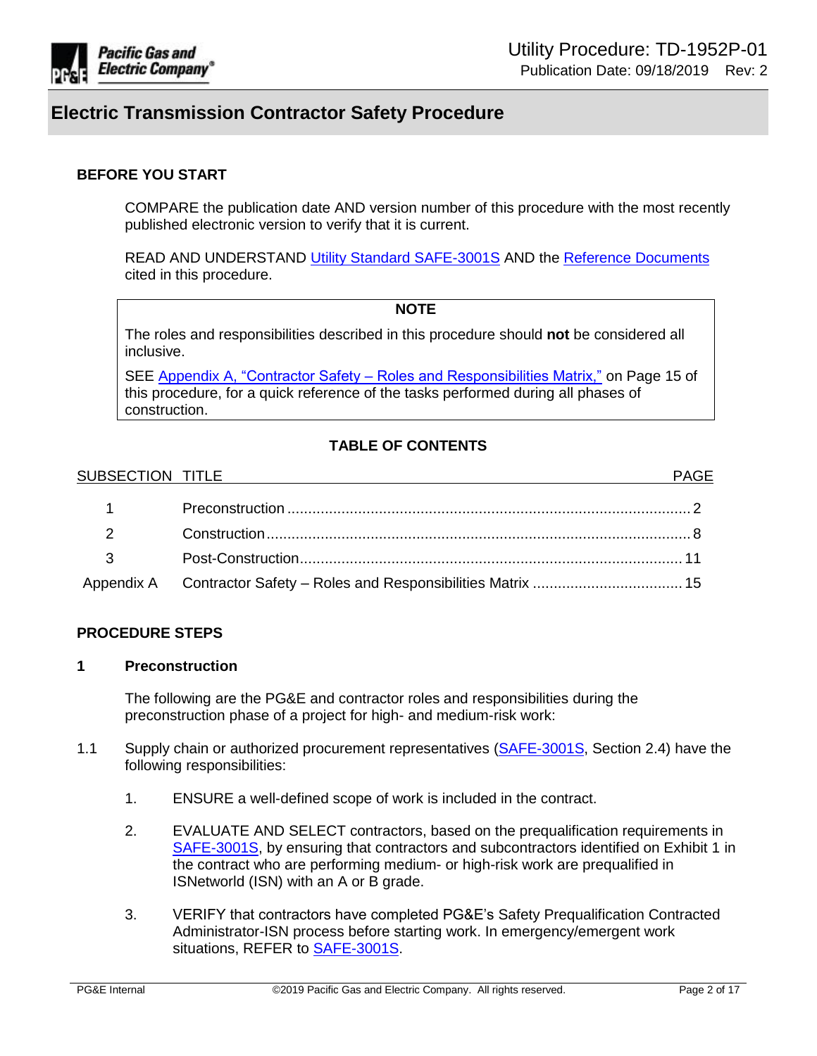# Electric Transmission Contractor Safety Procedure

## BEFORE YOU START

COMPARE the publication date AND version number of this procedure with the most recently published electronic version to verify that it is current.

READ AND UNDERSTAND Utility Standard SAFE-3001S AND the Reference Documents cited in this procedure.

> **NOTE**
>
> The roles and responsibilities described in this procedure should **not** be considered all inclusive.
>
> SEE Appendix A, "Contractor Safety – Roles and Responsibilities Matrix," on Page 15 of this procedure, for a quick reference of the tasks performed during all phases of construction.

### TABLE OF CONTENTS

| SUBSECTION | TITLE | PAGE |
|---|---|---|
| 1 | Preconstruction | 2 |
| 2 | Construction | 8 |
| 3 | Post-Construction | 11 |
| Appendix A | Contractor Safety – Roles and Responsibilities Matrix | 15 |

## PROCEDURE STEPS

### 1 Preconstruction

The following are the PG&E and contractor roles and responsibilities during the preconstruction phase of a project for high- and medium-risk work:

1.1 Supply chain or authorized procurement representatives (SAFE-3001S, Section 2.4) have the following responsibilities:

1. ENSURE a well-defined scope of work is included in the contract.
2. EVALUATE AND SELECT contractors, based on the prequalification requirements in SAFE-3001S, by ensuring that contractors and subcontractors identified on Exhibit 1 in the contract who are performing medium- or high-risk work are prequalified in ISNetworld (ISN) with an A or B grade.
3. VERIFY that contractors have completed PG&E's Safety Prequalification Contracted Administrator-ISN process before starting work. In emergency/emergent work situations, REFER to SAFE-3001S.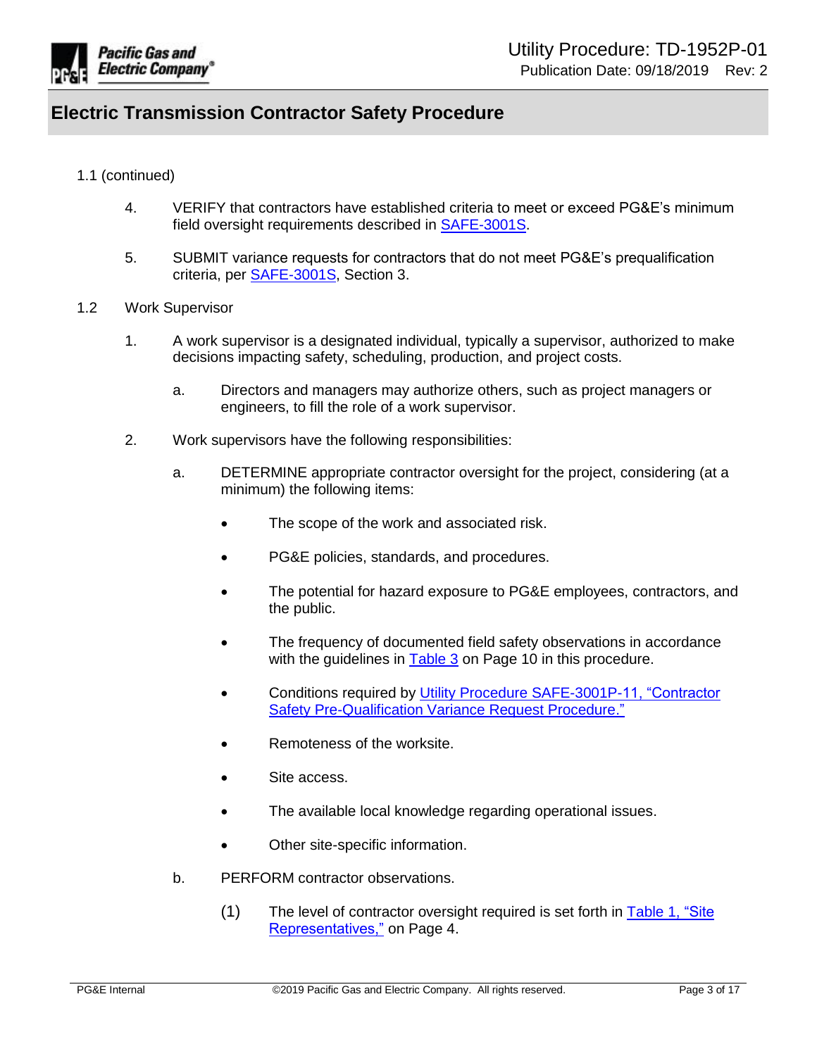1.1 (continued)

4. VERIFY that contractors have established criteria to meet or exceed PG&E's minimum field oversight requirements described in SAFE-3001S.

5. SUBMIT variance requests for contractors that do not meet PG&E's prequalification criteria, per SAFE-3001S, Section 3.

1.2 Work Supervisor

1. A work supervisor is a designated individual, typically a supervisor, authorized to make decisions impacting safety, scheduling, production, and project costs.

   a. Directors and managers may authorize others, such as project managers or engineers, to fill the role of a work supervisor.

2. Work supervisors have the following responsibilities:

   a. DETERMINE appropriate contractor oversight for the project, considering (at a minimum) the following items:

      - The scope of the work and associated risk.
      - PG&E policies, standards, and procedures.
      - The potential for hazard exposure to PG&E employees, contractors, and the public.
      - The frequency of documented field safety observations in accordance with the guidelines in Table 3 on Page 10 in this procedure.
      - Conditions required by Utility Procedure SAFE-3001P-11, "Contractor Safety Pre-Qualification Variance Request Procedure."
      - Remoteness of the worksite.
      - Site access.
      - The available local knowledge regarding operational issues.
      - Other site-specific information.

   b. PERFORM contractor observations.

      (1) The level of contractor oversight required is set forth in Table 1, "Site Representatives," on Page 4.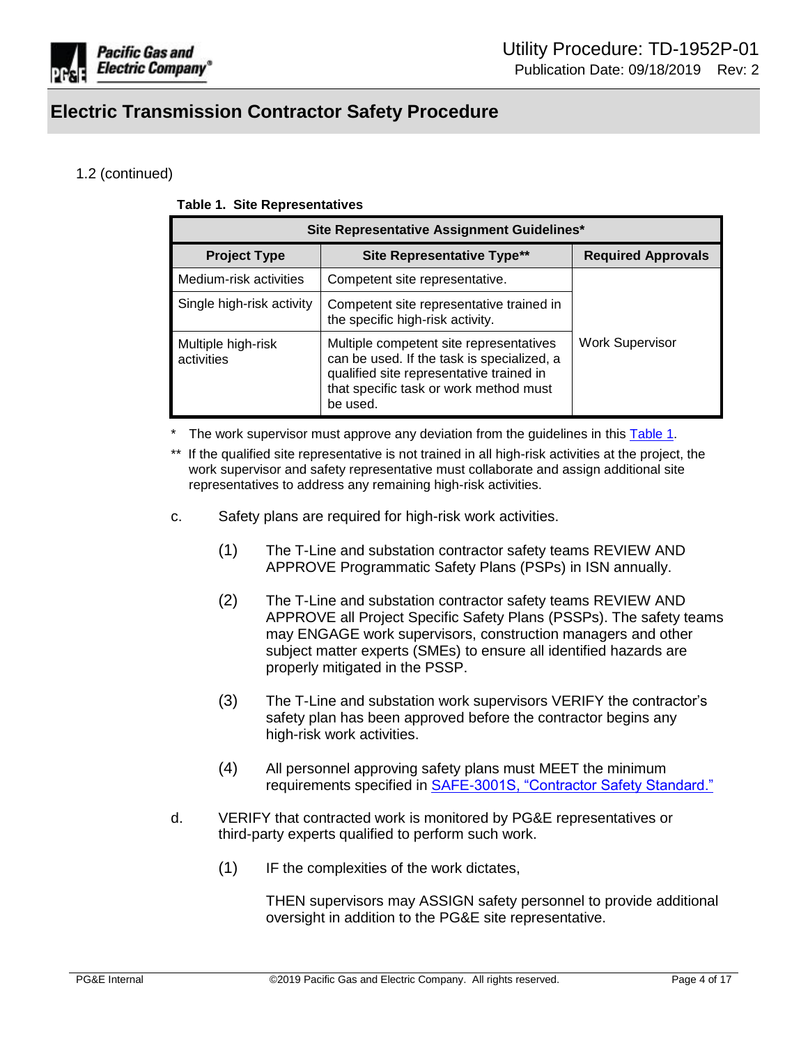1.2 (continued)

**Table 1. Site Representatives**

| Site Representative Assignment Guidelines* | | |
|---|---|---|
| **Project Type** | **Site Representative Type**** | **Required Approvals** |
| Medium-risk activities | Competent site representative. | Work Supervisor |
| Single high-risk activity | Competent site representative trained in the specific high-risk activity. | |
| Multiple high-risk activities | Multiple competent site representatives can be used. If the task is specialized, a qualified site representative trained in that specific task or work method must be used. | |

\* The work supervisor must approve any deviation from the guidelines in this Table 1.

** If the qualified site representative is not trained in all high-risk activities at the project, the work supervisor and safety representative must collaborate and assign additional site representatives to address any remaining high-risk activities.

c. Safety plans are required for high-risk work activities.

(1) The T-Line and substation contractor safety teams REVIEW AND APPROVE Programmatic Safety Plans (PSPs) in ISN annually.

(2) The T-Line and substation contractor safety teams REVIEW AND APPROVE all Project Specific Safety Plans (PSSPs). The safety teams may ENGAGE work supervisors, construction managers and other subject matter experts (SMEs) to ensure all identified hazards are properly mitigated in the PSSP.

(3) The T-Line and substation work supervisors VERIFY the contractor's safety plan has been approved before the contractor begins any high-risk work activities.

(4) All personnel approving safety plans must MEET the minimum requirements specified in SAFE-3001S, "Contractor Safety Standard."

d. VERIFY that contracted work is monitored by PG&E representatives or third-party experts qualified to perform such work.

(1) IF the complexities of the work dictates,

THEN supervisors may ASSIGN safety personnel to provide additional oversight in addition to the PG&E site representative.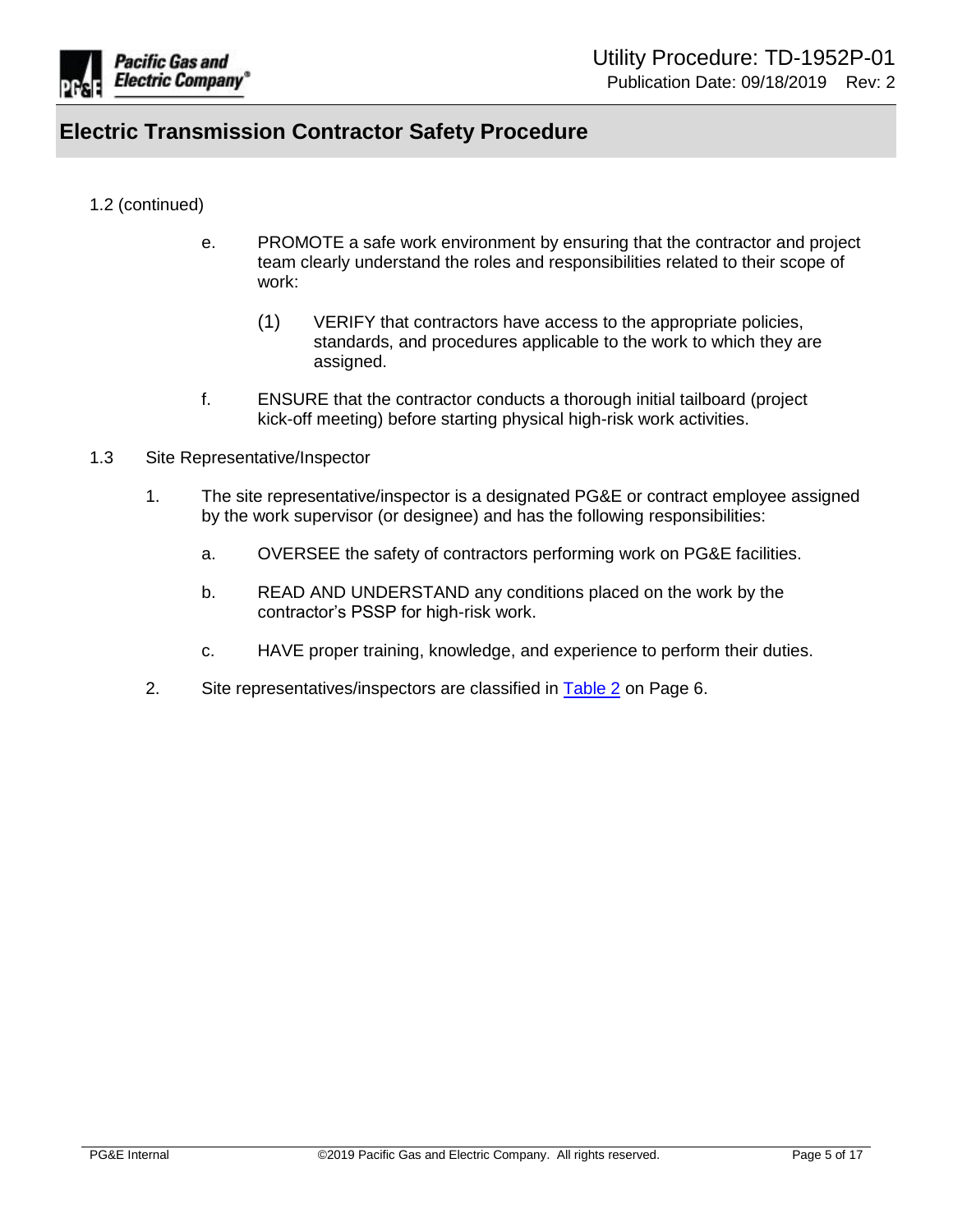1.2 (continued)

e. PROMOTE a safe work environment by ensuring that the contractor and project team clearly understand the roles and responsibilities related to their scope of work:

(1) VERIFY that contractors have access to the appropriate policies, standards, and procedures applicable to the work to which they are assigned.

f. ENSURE that the contractor conducts a thorough initial tailboard (project kick-off meeting) before starting physical high-risk work activities.

1.3 Site Representative/Inspector

1. The site representative/inspector is a designated PG&E or contract employee assigned by the work supervisor (or designee) and has the following responsibilities:

   a. OVERSEE the safety of contractors performing work on PG&E facilities.

   b. READ AND UNDERSTAND any conditions placed on the work by the contractor's PSSP for high-risk work.

   c. HAVE proper training, knowledge, and experience to perform their duties.

2. Site representatives/inspectors are classified in Table 2 on Page 6.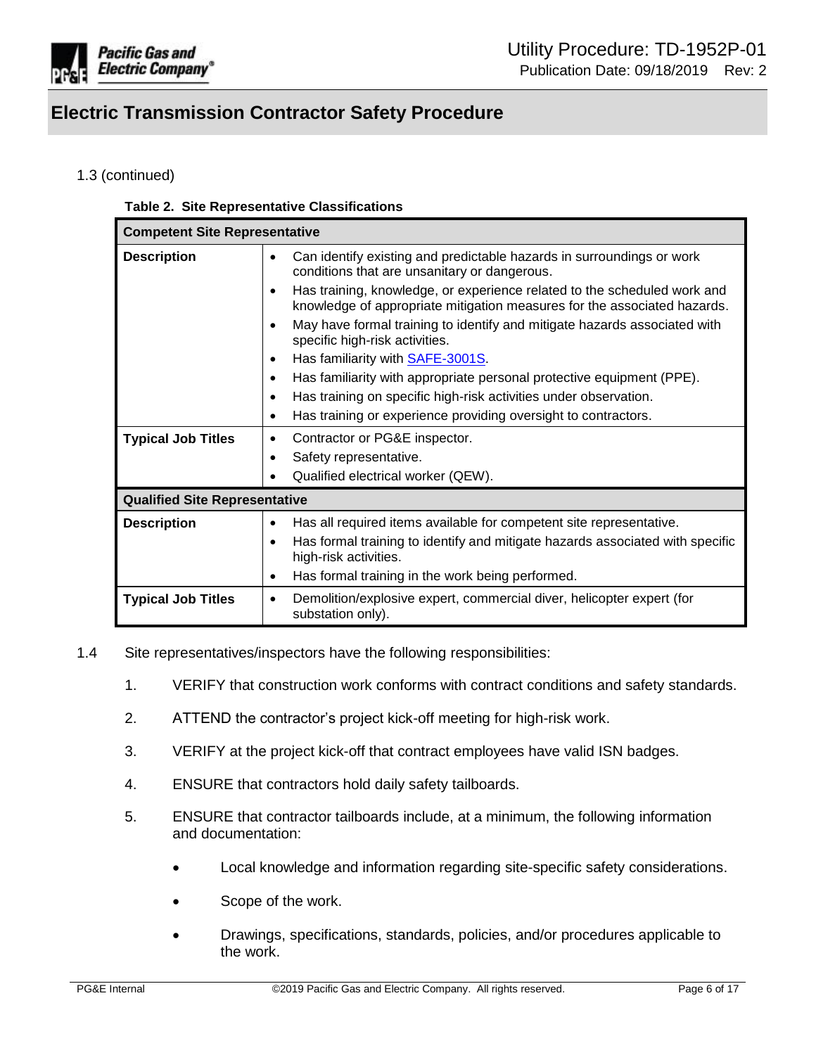1.3 (continued)

**Table 2. Site Representative Classifications**

| **Competent Site Representative** | |
|---|---|
| **Description** | • Can identify existing and predictable hazards in surroundings or work conditions that are unsanitary or dangerous.<br>• Has training, knowledge, or experience related to the scheduled work and knowledge of appropriate mitigation measures for the associated hazards.<br>• May have formal training to identify and mitigate hazards associated with specific high-risk activities.<br>• Has familiarity with SAFE-3001S.<br>• Has familiarity with appropriate personal protective equipment (PPE).<br>• Has training on specific high-risk activities under observation.<br>• Has training or experience providing oversight to contractors. |
| **Typical Job Titles** | • Contractor or PG&E inspector.<br>• Safety representative.<br>• Qualified electrical worker (QEW). |
| **Qualified Site Representative** | |
| **Description** | • Has all required items available for competent site representative.<br>• Has formal training to identify and mitigate hazards associated with specific high-risk activities.<br>• Has formal training in the work being performed. |
| **Typical Job Titles** | • Demolition/explosive expert, commercial diver, helicopter expert (for substation only). |

1.4 Site representatives/inspectors have the following responsibilities:

1. VERIFY that construction work conforms with contract conditions and safety standards.
2. ATTEND the contractor's project kick-off meeting for high-risk work.
3. VERIFY at the project kick-off that contract employees have valid ISN badges.
4. ENSURE that contractors hold daily safety tailboards.
5. ENSURE that contractor tailboards include, at a minimum, the following information and documentation:
   - Local knowledge and information regarding site-specific safety considerations.
   - Scope of the work.
   - Drawings, specifications, standards, policies, and/or procedures applicable to the work.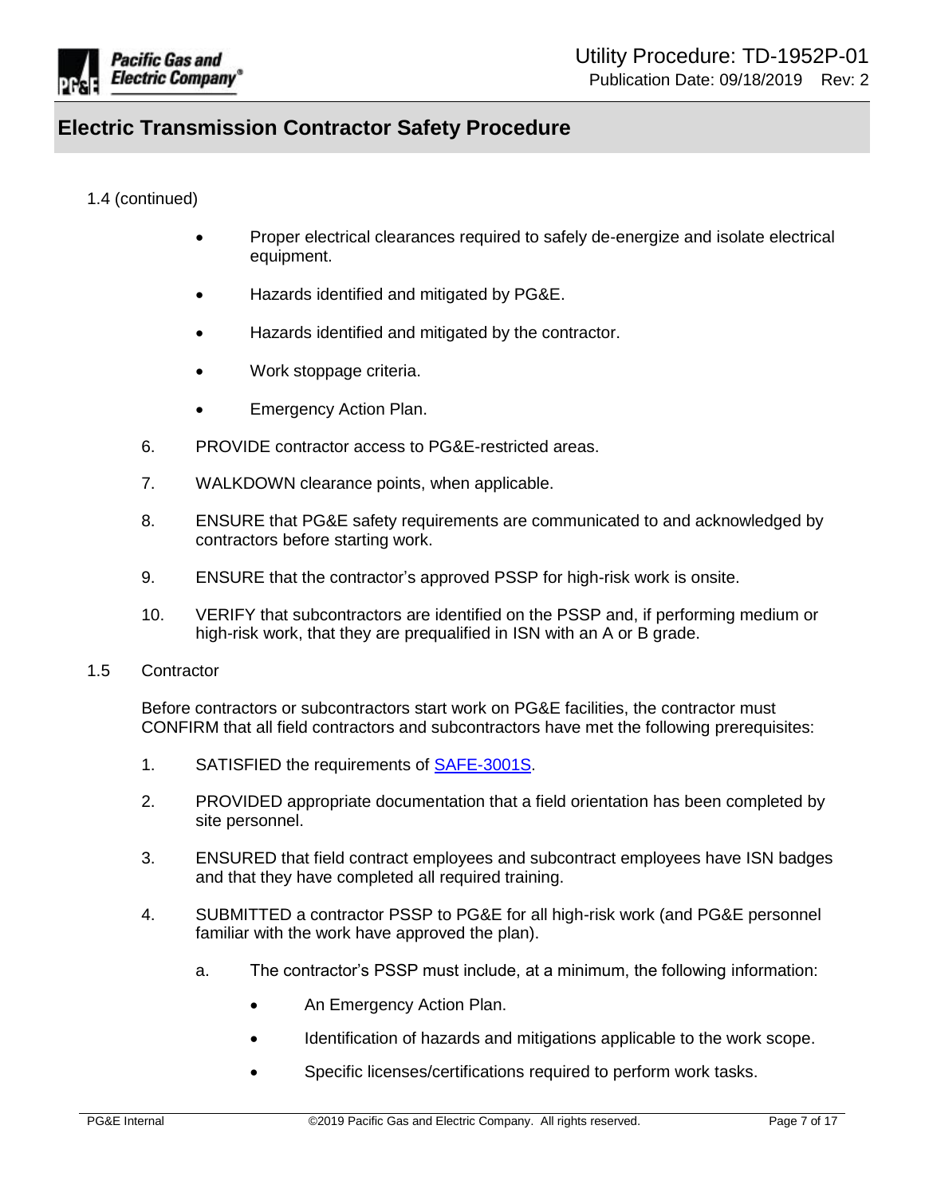1.4 (continued)

- Proper electrical clearances required to safely de-energize and isolate electrical equipment.
- Hazards identified and mitigated by PG&E.
- Hazards identified and mitigated by the contractor.
- Work stoppage criteria.
- Emergency Action Plan.

6. PROVIDE contractor access to PG&E-restricted areas.
7. WALKDOWN clearance points, when applicable.
8. ENSURE that PG&E safety requirements are communicated to and acknowledged by contractors before starting work.
9. ENSURE that the contractor's approved PSSP for high-risk work is onsite.
10. VERIFY that subcontractors are identified on the PSSP and, if performing medium or high-risk work, that they are prequalified in ISN with an A or B grade.

1.5 Contractor

Before contractors or subcontractors start work on PG&E facilities, the contractor must CONFIRM that all field contractors and subcontractors have met the following prerequisites:

1. SATISFIED the requirements of SAFE-3001S.
2. PROVIDED appropriate documentation that a field orientation has been completed by site personnel.
3. ENSURED that field contract employees and subcontract employees have ISN badges and that they have completed all required training.
4. SUBMITTED a contractor PSSP to PG&E for all high-risk work (and PG&E personnel familiar with the work have approved the plan).
    a. The contractor's PSSP must include, at a minimum, the following information:
        - An Emergency Action Plan.
        - Identification of hazards and mitigations applicable to the work scope.
        - Specific licenses/certifications required to perform work tasks.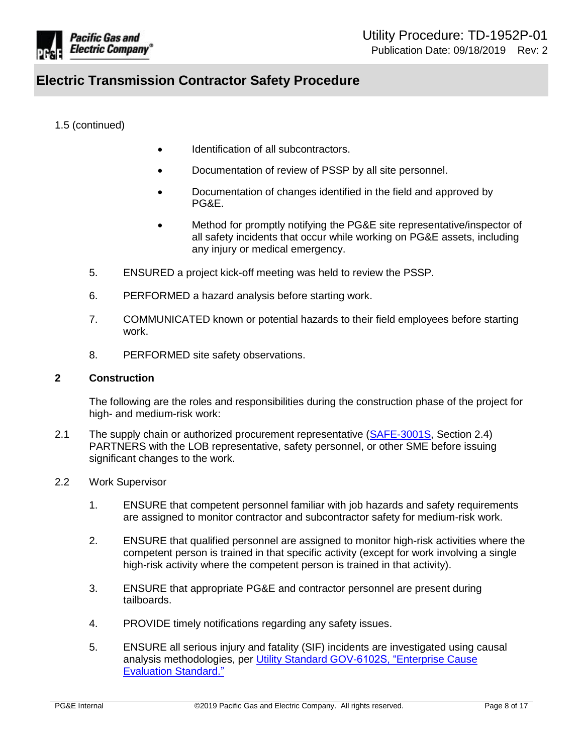1.5 (continued)

- Identification of all subcontractors.
- Documentation of review of PSSP by all site personnel.
- Documentation of changes identified in the field and approved by PG&E.
- Method for promptly notifying the PG&E site representative/inspector of all safety incidents that occur while working on PG&E assets, including any injury or medical emergency.

5. ENSURED a project kick-off meeting was held to review the PSSP.

6. PERFORMED a hazard analysis before starting work.

7. COMMUNICATED known or potential hazards to their field employees before starting work.

8. PERFORMED site safety observations.

## 2 Construction

The following are the roles and responsibilities during the construction phase of the project for high- and medium-risk work:

2.1 The supply chain or authorized procurement representative (SAFE-3001S, Section 2.4) PARTNERS with the LOB representative, safety personnel, or other SME before issuing significant changes to the work.

2.2 Work Supervisor

1. ENSURE that competent personnel familiar with job hazards and safety requirements are assigned to monitor contractor and subcontractor safety for medium-risk work.

2. ENSURE that qualified personnel are assigned to monitor high-risk activities where the competent person is trained in that specific activity (except for work involving a single high-risk activity where the competent person is trained in that activity).

3. ENSURE that appropriate PG&E and contractor personnel are present during tailboards.

4. PROVIDE timely notifications regarding any safety issues.

5. ENSURE all serious injury and fatality (SIF) incidents are investigated using causal analysis methodologies, per Utility Standard GOV-6102S, "Enterprise Cause Evaluation Standard."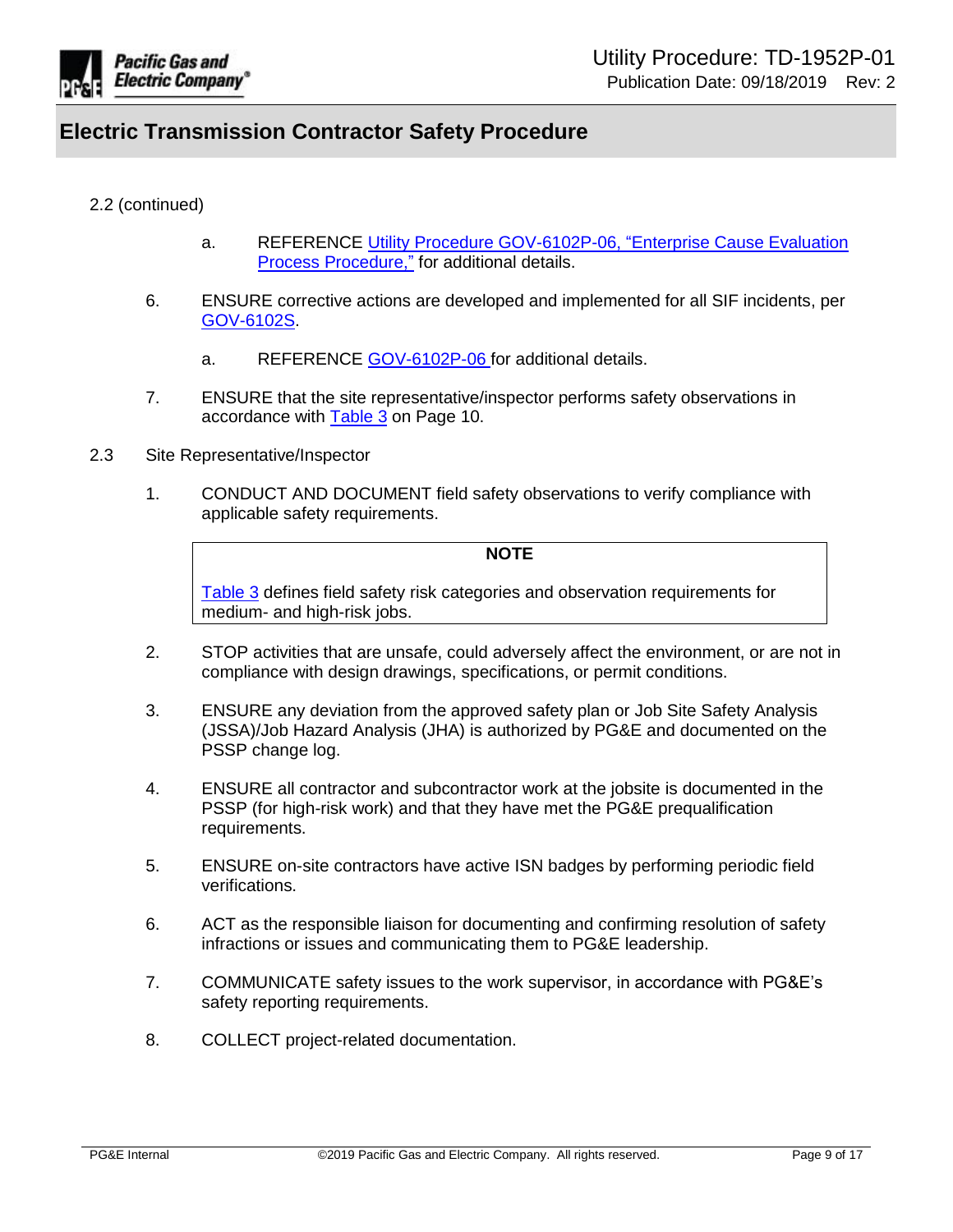2.2 (continued)

    a. REFERENCE Utility Procedure GOV-6102P-06, "Enterprise Cause Evaluation Process Procedure," for additional details.

6. ENSURE corrective actions are developed and implemented for all SIF incidents, per GOV-6102S.

    a. REFERENCE GOV-6102P-06 for additional details.

7. ENSURE that the site representative/inspector performs safety observations in accordance with Table 3 on Page 10.

2.3 Site Representative/Inspector

1. CONDUCT AND DOCUMENT field safety observations to verify compliance with applicable safety requirements.

> **NOTE**
>
> Table 3 defines field safety risk categories and observation requirements for medium- and high-risk jobs.

2. STOP activities that are unsafe, could adversely affect the environment, or are not in compliance with design drawings, specifications, or permit conditions.

3. ENSURE any deviation from the approved safety plan or Job Site Safety Analysis (JSSA)/Job Hazard Analysis (JHA) is authorized by PG&E and documented on the PSSP change log.

4. ENSURE all contractor and subcontractor work at the jobsite is documented in the PSSP (for high-risk work) and that they have met the PG&E prequalification requirements.

5. ENSURE on-site contractors have active ISN badges by performing periodic field verifications.

6. ACT as the responsible liaison for documenting and confirming resolution of safety infractions or issues and communicating them to PG&E leadership.

7. COMMUNICATE safety issues to the work supervisor, in accordance with PG&E's safety reporting requirements.

8. COLLECT project-related documentation.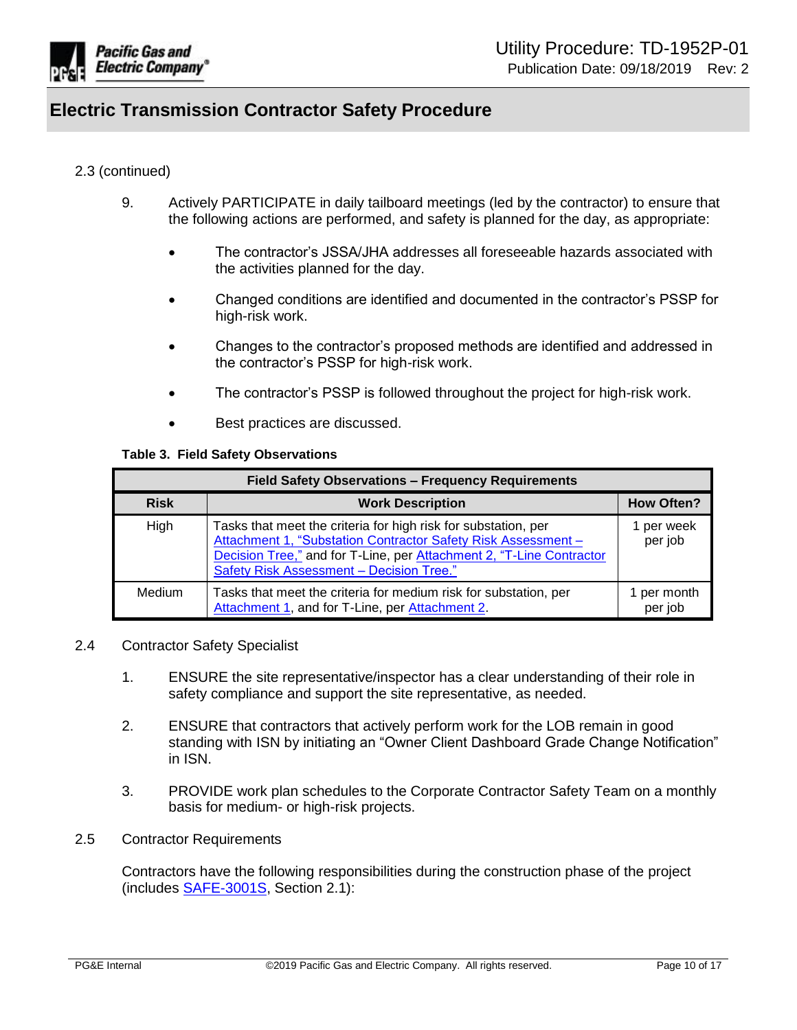2.3 (continued)

9. Actively PARTICIPATE in daily tailboard meetings (led by the contractor) to ensure that the following actions are performed, and safety is planned for the day, as appropriate:

   - The contractor's JSSA/JHA addresses all foreseeable hazards associated with the activities planned for the day.
   - Changed conditions are identified and documented in the contractor's PSSP for high-risk work.
   - Changes to the contractor's proposed methods are identified and addressed in the contractor's PSSP for high-risk work.
   - The contractor's PSSP is followed throughout the project for high-risk work.
   - Best practices are discussed.

**Table 3. Field Safety Observations**

| Field Safety Observations – Frequency Requirements | | |
|---|---|---|
| **Risk** | **Work Description** | **How Often?** |
| High | Tasks that meet the criteria for high risk for substation, per Attachment 1, "Substation Contractor Safety Risk Assessment – Decision Tree," and for T-Line, per Attachment 2, "T-Line Contractor Safety Risk Assessment – Decision Tree." | 1 per week per job |
| Medium | Tasks that meet the criteria for medium risk for substation, per Attachment 1, and for T-Line, per Attachment 2. | 1 per month per job |

2.4 Contractor Safety Specialist

1. ENSURE the site representative/inspector has a clear understanding of their role in safety compliance and support the site representative, as needed.

2. ENSURE that contractors that actively perform work for the LOB remain in good standing with ISN by initiating an "Owner Client Dashboard Grade Change Notification" in ISN.

3. PROVIDE work plan schedules to the Corporate Contractor Safety Team on a monthly basis for medium- or high-risk projects.

2.5 Contractor Requirements

Contractors have the following responsibilities during the construction phase of the project (includes SAFE-3001S, Section 2.1):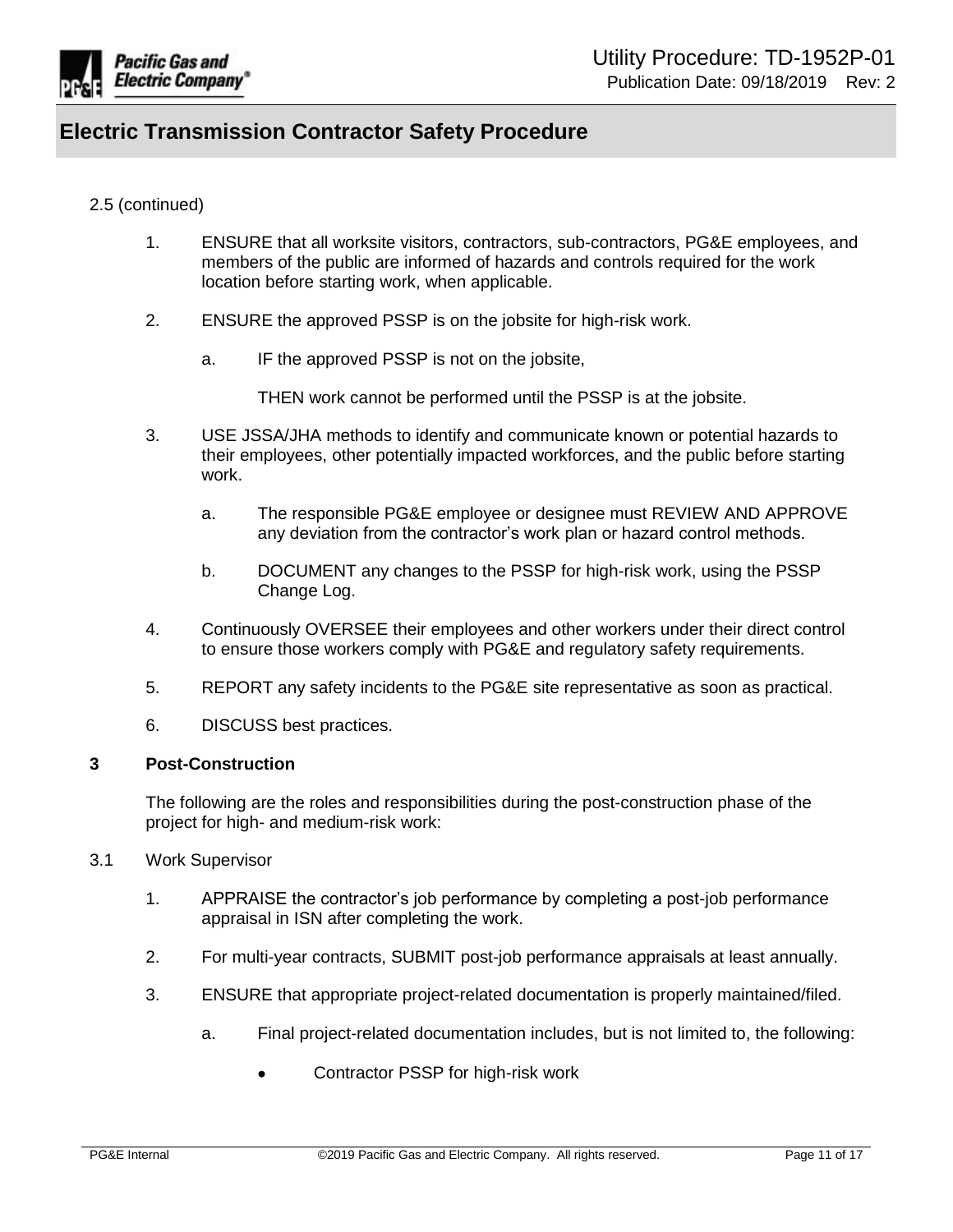2.5 (continued)

1. ENSURE that all worksite visitors, contractors, sub-contractors, PG&E employees, and members of the public are informed of hazards and controls required for the work location before starting work, when applicable.

2. ENSURE the approved PSSP is on the jobsite for high-risk work.

   a. IF the approved PSSP is not on the jobsite,

      THEN work cannot be performed until the PSSP is at the jobsite.

3. USE JSSA/JHA methods to identify and communicate known or potential hazards to their employees, other potentially impacted workforces, and the public before starting work.

   a. The responsible PG&E employee or designee must REVIEW AND APPROVE any deviation from the contractor's work plan or hazard control methods.

   b. DOCUMENT any changes to the PSSP for high-risk work, using the PSSP Change Log.

4. Continuously OVERSEE their employees and other workers under their direct control to ensure those workers comply with PG&E and regulatory safety requirements.

5. REPORT any safety incidents to the PG&E site representative as soon as practical.

6. DISCUSS best practices.

## 3 Post-Construction

The following are the roles and responsibilities during the post-construction phase of the project for high- and medium-risk work:

3.1 Work Supervisor

1. APPRAISE the contractor's job performance by completing a post-job performance appraisal in ISN after completing the work.

2. For multi-year contracts, SUBMIT post-job performance appraisals at least annually.

3. ENSURE that appropriate project-related documentation is properly maintained/filed.

   a. Final project-related documentation includes, but is not limited to, the following:

      - Contractor PSSP for high-risk work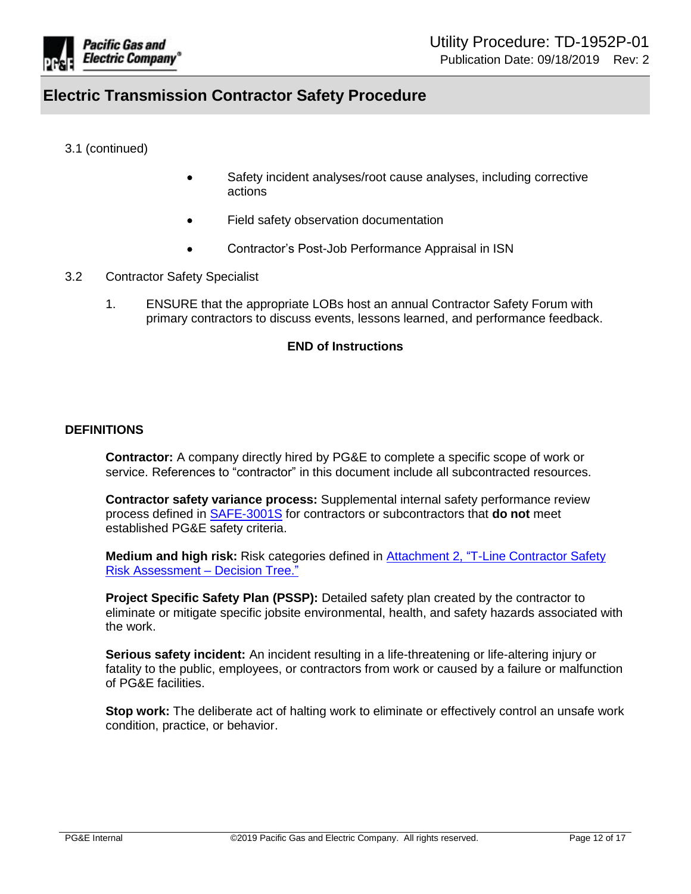3.1 (continued)

- Safety incident analyses/root cause analyses, including corrective actions
- Field safety observation documentation
- Contractor's Post-Job Performance Appraisal in ISN

3.2 Contractor Safety Specialist

1. ENSURE that the appropriate LOBs host an annual Contractor Safety Forum with primary contractors to discuss events, lessons learned, and performance feedback.

**END of Instructions**

**DEFINITIONS**

**Contractor:** A company directly hired by PG&E to complete a specific scope of work or service. References to "contractor" in this document include all subcontracted resources.

**Contractor safety variance process:** Supplemental internal safety performance review process defined in SAFE-3001S for contractors or subcontractors that **do not** meet established PG&E safety criteria.

**Medium and high risk:** Risk categories defined in Attachment 2, "T-Line Contractor Safety Risk Assessment – Decision Tree."

**Project Specific Safety Plan (PSSP):** Detailed safety plan created by the contractor to eliminate or mitigate specific jobsite environmental, health, and safety hazards associated with the work.

**Serious safety incident:** An incident resulting in a life-threatening or life-altering injury or fatality to the public, employees, or contractors from work or caused by a failure or malfunction of PG&E facilities.

**Stop work:** The deliberate act of halting work to eliminate or effectively control an unsafe work condition, practice, or behavior.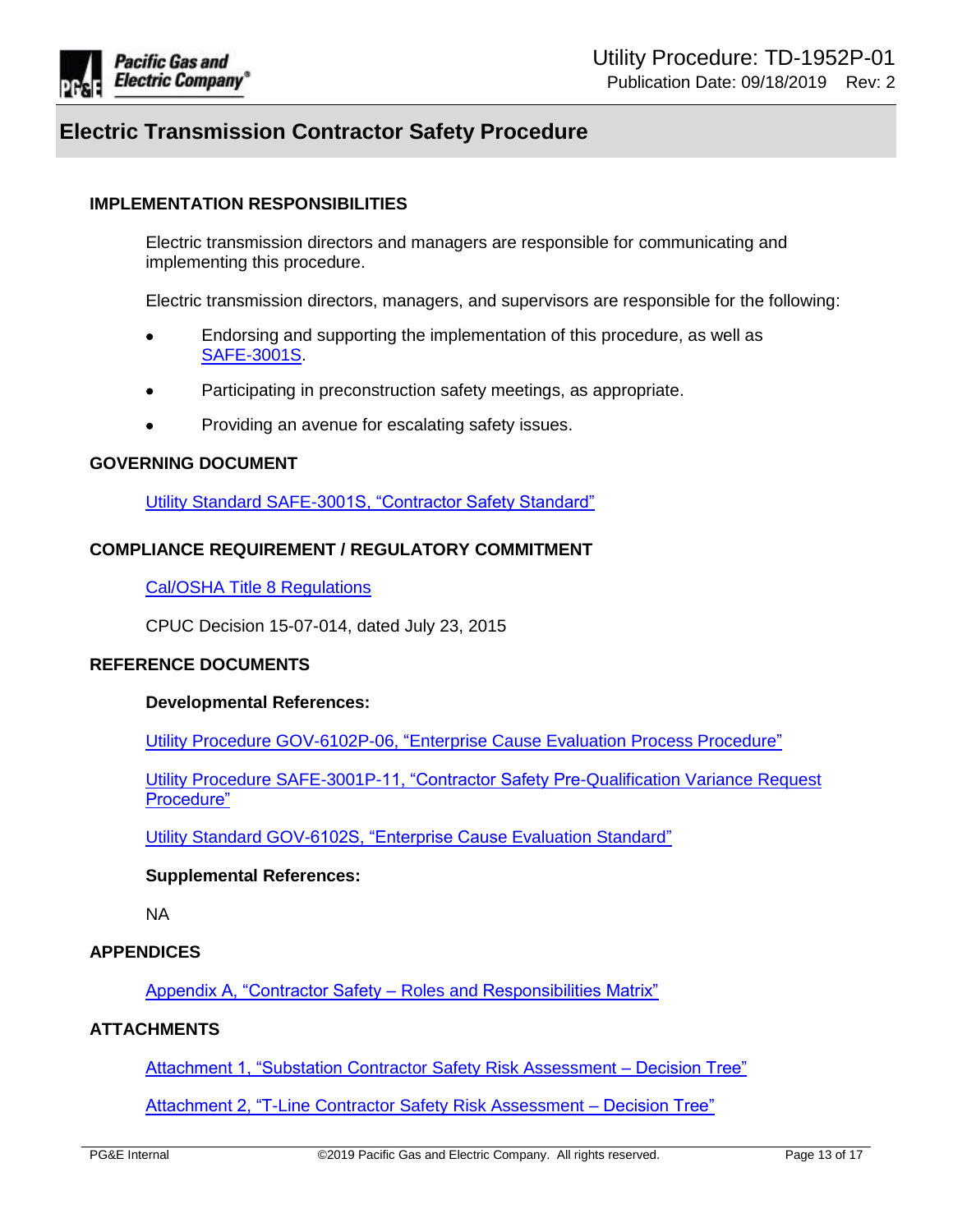## IMPLEMENTATION RESPONSIBILITIES

Electric transmission directors and managers are responsible for communicating and implementing this procedure.

Electric transmission directors, managers, and supervisors are responsible for the following:

- Endorsing and supporting the implementation of this procedure, as well as SAFE-3001S.
- Participating in preconstruction safety meetings, as appropriate.
- Providing an avenue for escalating safety issues.

## GOVERNING DOCUMENT

Utility Standard SAFE-3001S, "Contractor Safety Standard"

## COMPLIANCE REQUIREMENT / REGULATORY COMMITMENT

Cal/OSHA Title 8 Regulations

CPUC Decision 15-07-014, dated July 23, 2015

## REFERENCE DOCUMENTS

**Developmental References:**

Utility Procedure GOV-6102P-06, "Enterprise Cause Evaluation Process Procedure"

Utility Procedure SAFE-3001P-11, "Contractor Safety Pre-Qualification Variance Request Procedure"

Utility Standard GOV-6102S, "Enterprise Cause Evaluation Standard"

**Supplemental References:**

NA

## APPENDICES

Appendix A, "Contractor Safety – Roles and Responsibilities Matrix"

## ATTACHMENTS

Attachment 1, "Substation Contractor Safety Risk Assessment – Decision Tree"

Attachment 2, "T-Line Contractor Safety Risk Assessment – Decision Tree"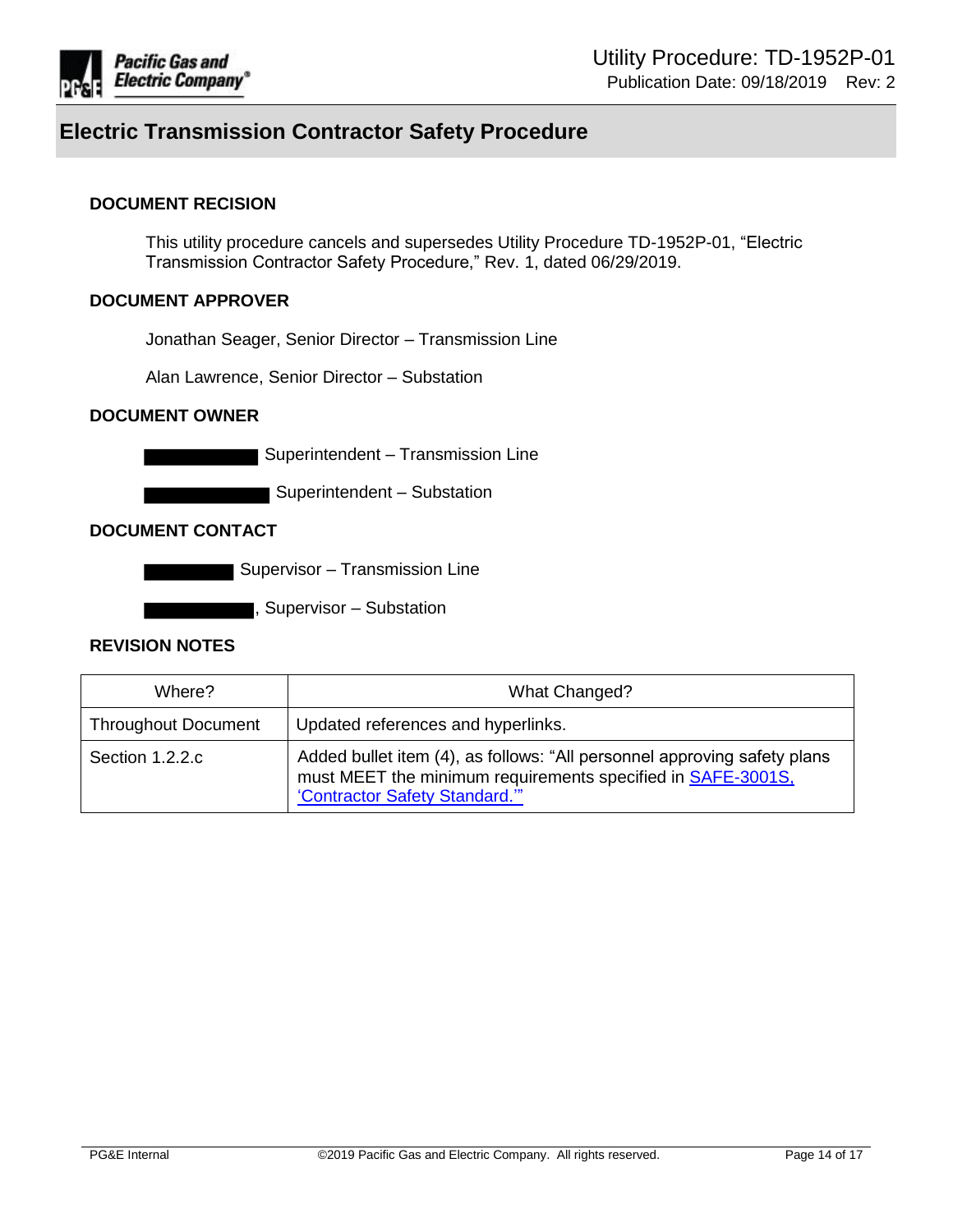## DOCUMENT RECISION

This utility procedure cancels and supersedes Utility Procedure TD-1952P-01, "Electric Transmission Contractor Safety Procedure," Rev. 1, dated 06/29/2019.

## DOCUMENT APPROVER

Jonathan Seager, Senior Director – Transmission Line

Alan Lawrence, Senior Director – Substation

## DOCUMENT OWNER

████████ Superintendent – Transmission Line

████████ Superintendent – Substation

## DOCUMENT CONTACT

████████ Supervisor – Transmission Line

████████, Supervisor – Substation

## REVISION NOTES

| Where? | What Changed? |
|---|---|
| Throughout Document | Updated references and hyperlinks. |
| Section 1.2.2.c | Added bullet item (4), as follows: "All personnel approving safety plans must MEET the minimum requirements specified in SAFE-3001S, 'Contractor Safety Standard.'" |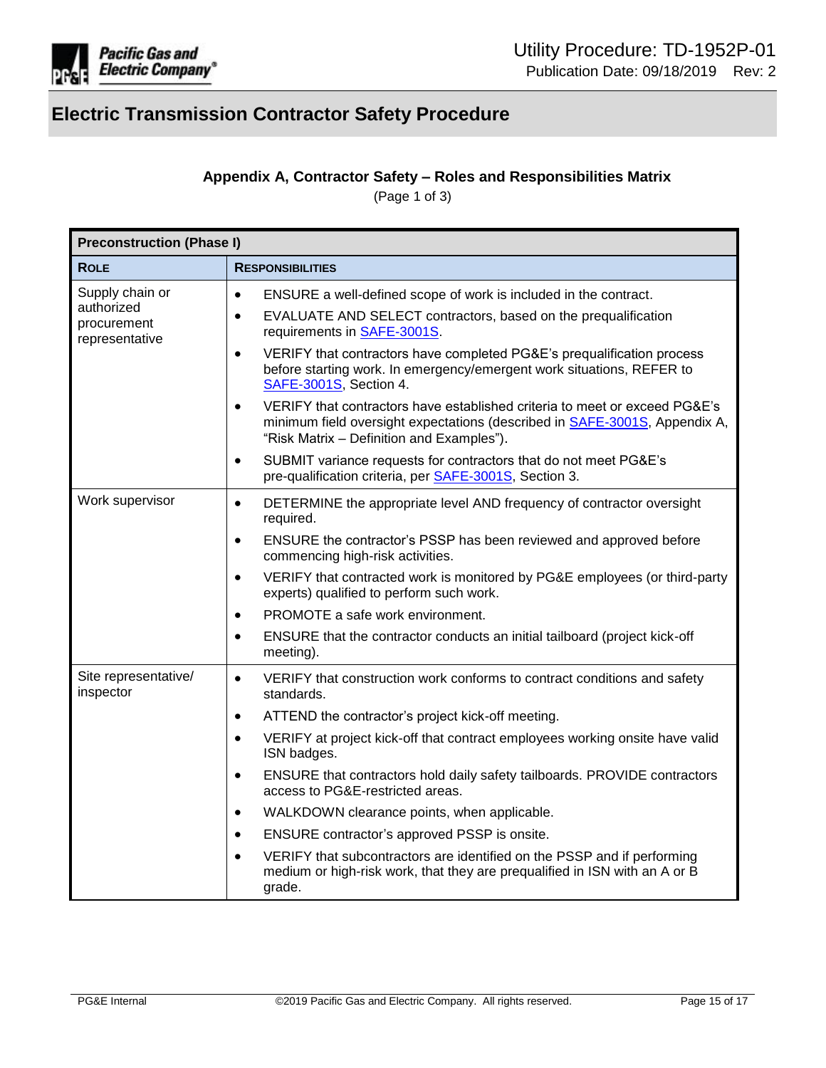## Electric Transmission Contractor Safety Procedure

### Appendix A, Contractor Safety – Roles and Responsibilities Matrix

(Page 1 of 3)

| Preconstruction (Phase I) | |
|---|---|
| **ROLE** | **RESPONSIBILITIES** |
| Supply chain or authorized procurement representative | • ENSURE a well-defined scope of work is included in the contract.<br>• EVALUATE AND SELECT contractors, based on the prequalification requirements in SAFE-3001S.<br>• VERIFY that contractors have completed PG&E's prequalification process before starting work. In emergency/emergent work situations, REFER to SAFE-3001S, Section 4.<br>• VERIFY that contractors have established criteria to meet or exceed PG&E's minimum field oversight expectations (described in SAFE-3001S, Appendix A, "Risk Matrix – Definition and Examples").<br>• SUBMIT variance requests for contractors that do not meet PG&E's pre-qualification criteria, per SAFE-3001S, Section 3. |
| Work supervisor | • DETERMINE the appropriate level AND frequency of contractor oversight required.<br>• ENSURE the contractor's PSSP has been reviewed and approved before commencing high-risk activities.<br>• VERIFY that contracted work is monitored by PG&E employees (or third-party experts) qualified to perform such work.<br>• PROMOTE a safe work environment.<br>• ENSURE that the contractor conducts an initial tailboard (project kick-off meeting). |
| Site representative/ inspector | • VERIFY that construction work conforms to contract conditions and safety standards.<br>• ATTEND the contractor's project kick-off meeting.<br>• VERIFY at project kick-off that contract employees working onsite have valid ISN badges.<br>• ENSURE that contractors hold daily safety tailboards. PROVIDE contractors access to PG&E-restricted areas.<br>• WALKDOWN clearance points, when applicable.<br>• ENSURE contractor's approved PSSP is onsite.<br>• VERIFY that subcontractors are identified on the PSSP and if performing medium or high-risk work, that they are prequalified in ISN with an A or B grade. |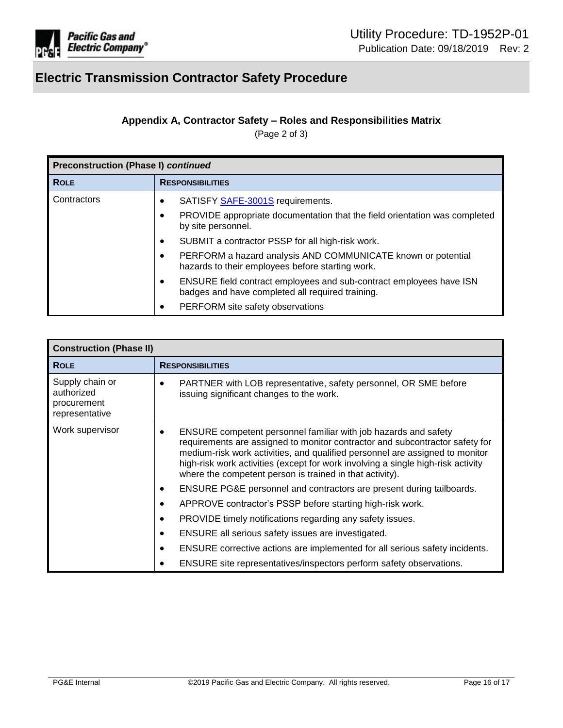# Electric Transmission Contractor Safety Procedure

### Appendix A, Contractor Safety – Roles and Responsibilities Matrix

(Page 2 of 3)

| **Preconstruction (Phase I)** ***continued*** | |
|---|---|
| **ROLE** | **RESPONSIBILITIES** |
| Contractors | • SATISFY [SAFE-3001S](SAFE-3001S) requirements.<br>• PROVIDE appropriate documentation that the field orientation was completed by site personnel.<br>• SUBMIT a contractor PSSP for all high-risk work.<br>• PERFORM a hazard analysis AND COMMUNICATE known or potential hazards to their employees before starting work.<br>• ENSURE field contract employees and sub-contract employees have ISN badges and have completed all required training.<br>• PERFORM site safety observations |

| **Construction (Phase II)** | |
|---|---|
| **ROLE** | **RESPONSIBILITIES** |
| Supply chain or authorized procurement representative | • PARTNER with LOB representative, safety personnel, OR SME before issuing significant changes to the work. |
| Work supervisor | • ENSURE competent personnel familiar with job hazards and safety requirements are assigned to monitor contractor and subcontractor safety for medium-risk work activities, and qualified personnel are assigned to monitor high-risk work activities (except for work involving a single high-risk activity where the competent person is trained in that activity).<br>• ENSURE PG&E personnel and contractors are present during tailboards.<br>• APPROVE contractor's PSSP before starting high-risk work.<br>• PROVIDE timely notifications regarding any safety issues.<br>• ENSURE all serious safety issues are investigated.<br>• ENSURE corrective actions are implemented for all serious safety incidents.<br>• ENSURE site representatives/inspectors perform safety observations. |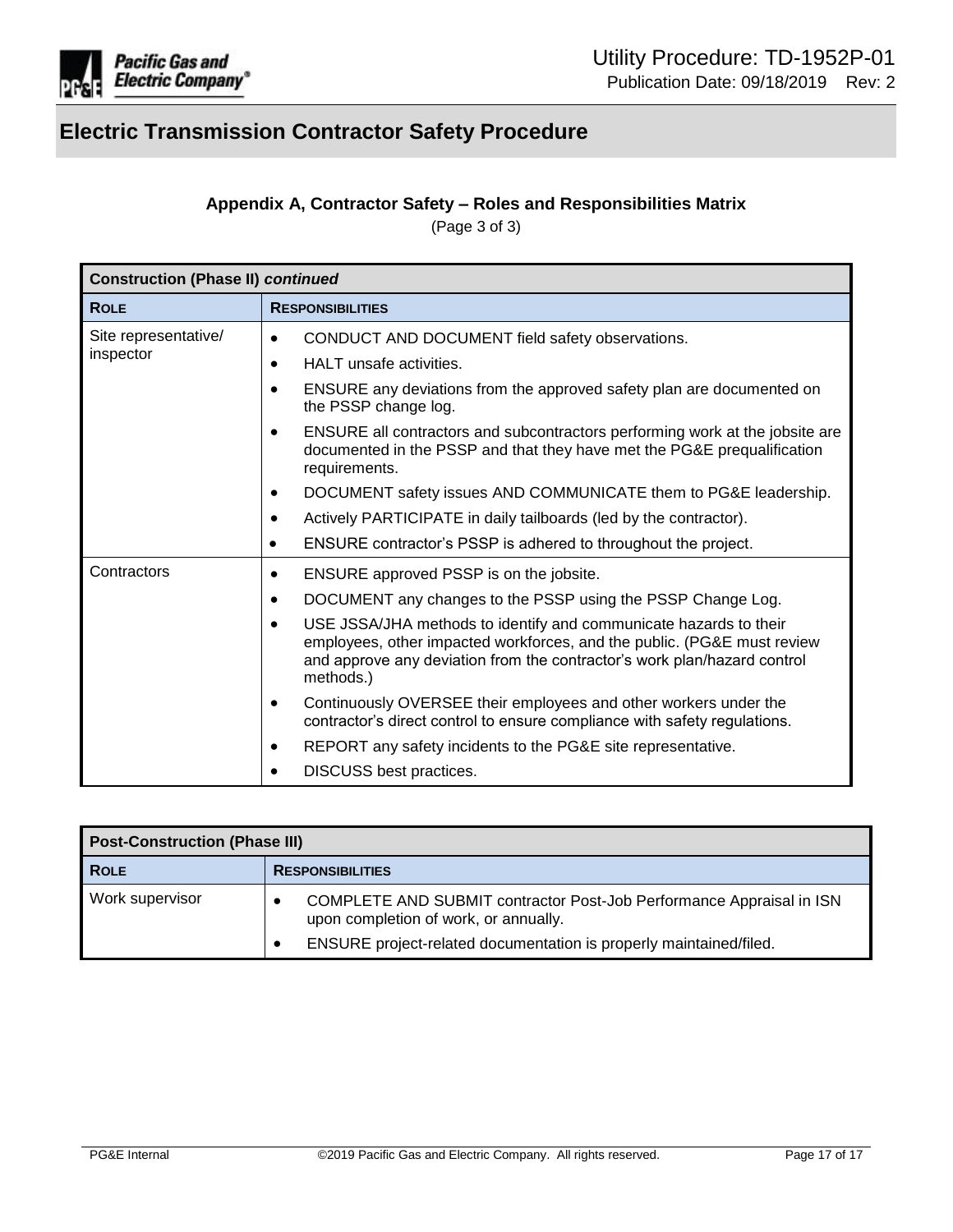# Electric Transmission Contractor Safety Procedure

**Appendix A, Contractor Safety – Roles and Responsibilities Matrix**

(Page 3 of 3)

| **Construction (Phase II) *continued*** | |
|---|---|
| **ROLE** | **RESPONSIBILITIES** |
| Site representative/ inspector | • CONDUCT AND DOCUMENT field safety observations.<br>• HALT unsafe activities.<br>• ENSURE any deviations from the approved safety plan are documented on the PSSP change log.<br>• ENSURE all contractors and subcontractors performing work at the jobsite are documented in the PSSP and that they have met the PG&E prequalification requirements.<br>• DOCUMENT safety issues AND COMMUNICATE them to PG&E leadership.<br>• Actively PARTICIPATE in daily tailboards (led by the contractor).<br>• ENSURE contractor's PSSP is adhered to throughout the project. |
| Contractors | • ENSURE approved PSSP is on the jobsite.<br>• DOCUMENT any changes to the PSSP using the PSSP Change Log.<br>• USE JSSA/JHA methods to identify and communicate hazards to their employees, other impacted workforces, and the public. (PG&E must review and approve any deviation from the contractor's work plan/hazard control methods.)<br>• Continuously OVERSEE their employees and other workers under the contractor's direct control to ensure compliance with safety regulations.<br>• REPORT any safety incidents to the PG&E site representative.<br>• DISCUSS best practices. |

| **Post-Construction (Phase III)** | |
|---|---|
| **ROLE** | **RESPONSIBILITIES** |
| Work supervisor | • COMPLETE AND SUBMIT contractor Post-Job Performance Appraisal in ISN upon completion of work, or annually.<br>• ENSURE project-related documentation is properly maintained/filed. |